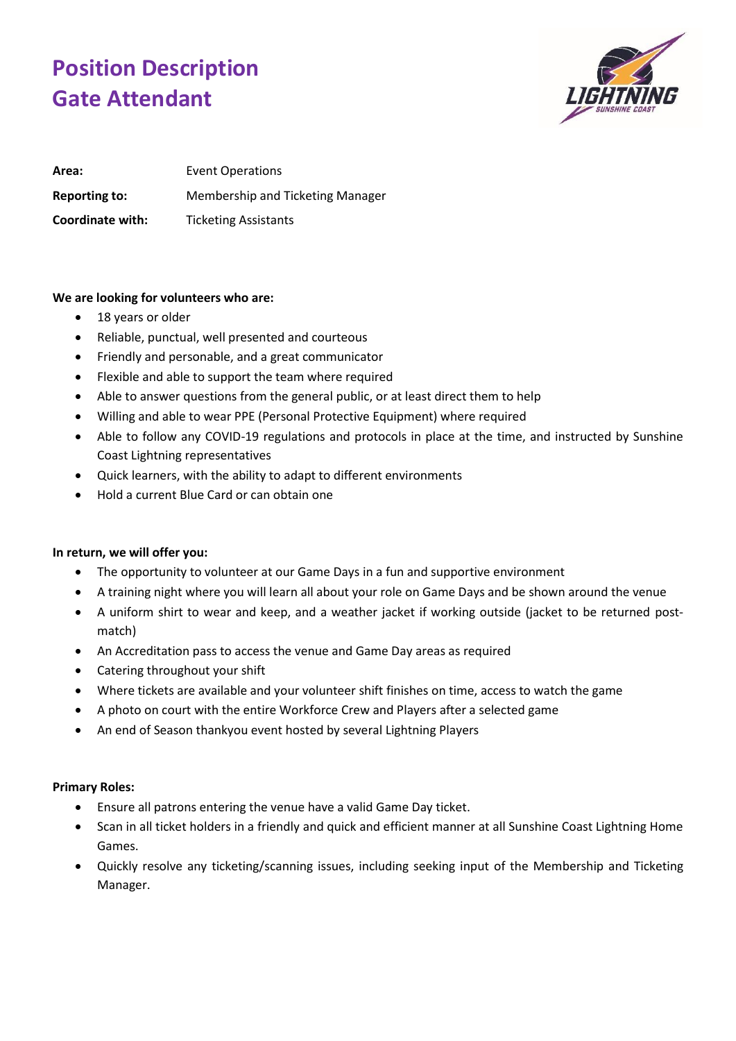# Position Description
# Gate Attendant

| | |
|---|---|
| **Area:** | Event Operations |
| **Reporting to:** | Membership and Ticketing Manager |
| **Coordinate with:** | Ticketing Assistants |

**We are looking for volunteers who are:**

- 18 years or older
- Reliable, punctual, well presented and courteous
- Friendly and personable, and a great communicator
- Flexible and able to support the team where required
- Able to answer questions from the general public, or at least direct them to help
- Willing and able to wear PPE (Personal Protective Equipment) where required
- Able to follow any COVID-19 regulations and protocols in place at the time, and instructed by Sunshine Coast Lightning representatives
- Quick learners, with the ability to adapt to different environments
- Hold a current Blue Card or can obtain one

**In return, we will offer you:**

- The opportunity to volunteer at our Game Days in a fun and supportive environment
- A training night where you will learn all about your role on Game Days and be shown around the venue
- A uniform shirt to wear and keep, and a weather jacket if working outside (jacket to be returned post-match)
- An Accreditation pass to access the venue and Game Day areas as required
- Catering throughout your shift
- Where tickets are available and your volunteer shift finishes on time, access to watch the game
- A photo on court with the entire Workforce Crew and Players after a selected game
- An end of Season thankyou event hosted by several Lightning Players

**Primary Roles:**

- Ensure all patrons entering the venue have a valid Game Day ticket.
- Scan in all ticket holders in a friendly and quick and efficient manner at all Sunshine Coast Lightning Home Games.
- Quickly resolve any ticketing/scanning issues, including seeking input of the Membership and Ticketing Manager.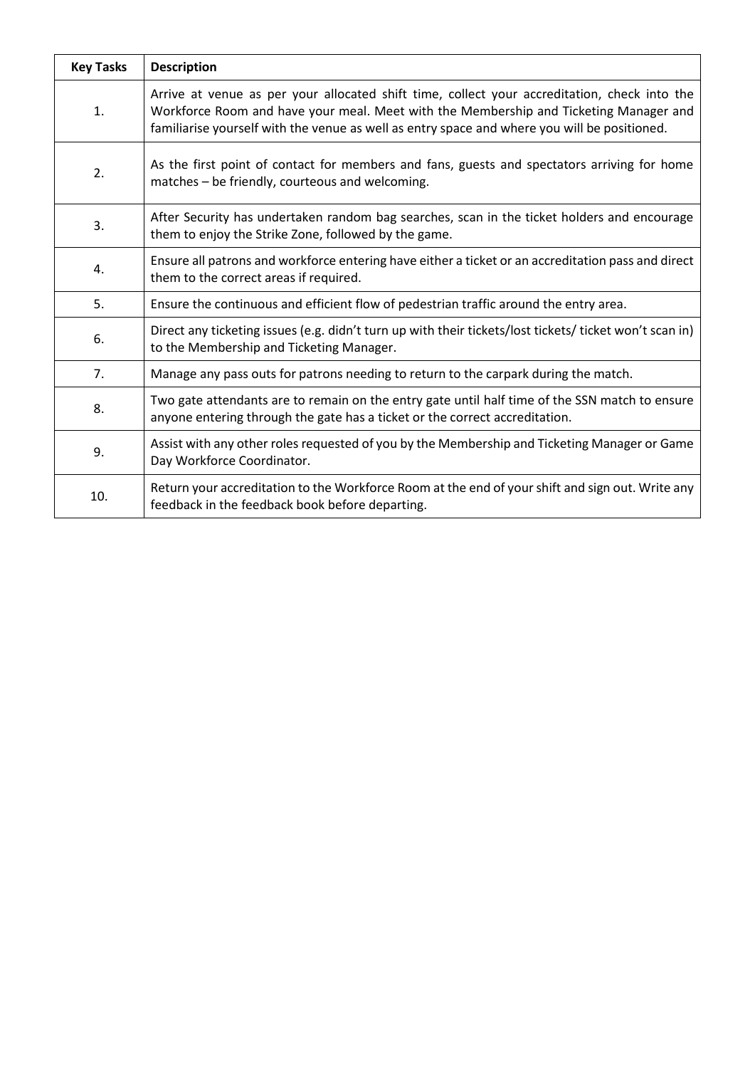| Key Tasks | Description |
|---|---|
| 1. | Arrive at venue as per your allocated shift time, collect your accreditation, check into the Workforce Room and have your meal. Meet with the Membership and Ticketing Manager and familiarise yourself with the venue as well as entry space and where you will be positioned. |
| 2. | As the first point of contact for members and fans, guests and spectators arriving for home matches – be friendly, courteous and welcoming. |
| 3. | After Security has undertaken random bag searches, scan in the ticket holders and encourage them to enjoy the Strike Zone, followed by the game. |
| 4. | Ensure all patrons and workforce entering have either a ticket or an accreditation pass and direct them to the correct areas if required. |
| 5. | Ensure the continuous and efficient flow of pedestrian traffic around the entry area. |
| 6. | Direct any ticketing issues (e.g. didn't turn up with their tickets/lost tickets/ ticket won't scan in) to the Membership and Ticketing Manager. |
| 7. | Manage any pass outs for patrons needing to return to the carpark during the match. |
| 8. | Two gate attendants are to remain on the entry gate until half time of the SSN match to ensure anyone entering through the gate has a ticket or the correct accreditation. |
| 9. | Assist with any other roles requested of you by the Membership and Ticketing Manager or Game Day Workforce Coordinator. |
| 10. | Return your accreditation to the Workforce Room at the end of your shift and sign out. Write any feedback in the feedback book before departing. |